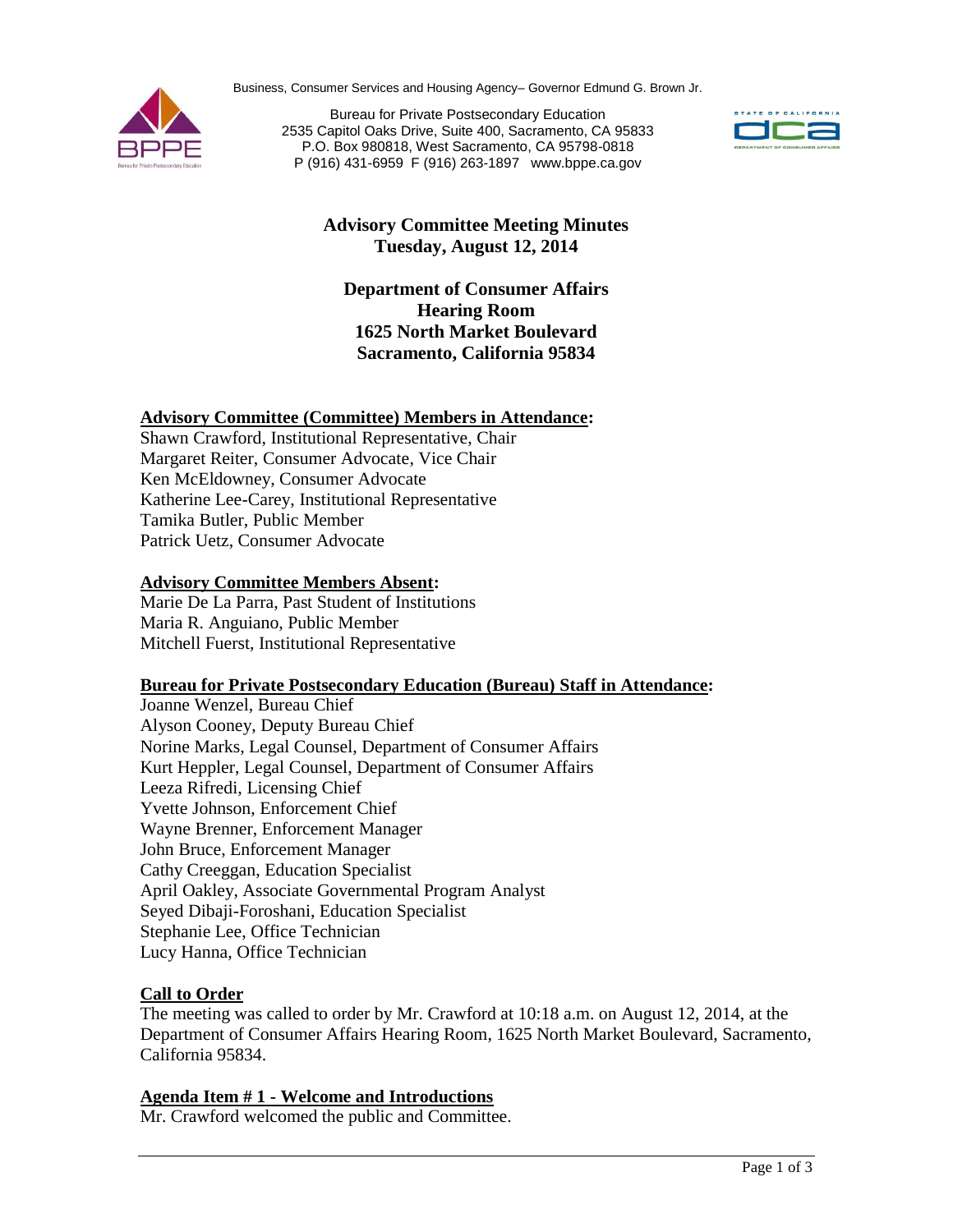Business, Consumer Services and Housing Agency– Governor Edmund G. Brown Jr.

Bureau for Private Postsecondary Education
2535 Capitol Oaks Drive, Suite 400, Sacramento, CA 95833
P.O. Box 980818, West Sacramento, CA 95798-0818
P (916) 431-6959 F (916) 263-1897 www.bppe.ca.gov

# Advisory Committee Meeting Minutes
## Tuesday, August 12, 2014

**Department of Consumer Affairs**
**Hearing Room**
**1625 North Market Boulevard**
**Sacramento, California 95834**

**Advisory Committee (Committee) Members in Attendance:**
Shawn Crawford, Institutional Representative, Chair
Margaret Reiter, Consumer Advocate, Vice Chair
Ken McEldowney, Consumer Advocate
Katherine Lee-Carey, Institutional Representative
Tamika Butler, Public Member
Patrick Uetz, Consumer Advocate

**Advisory Committee Members Absent:**
Marie De La Parra, Past Student of Institutions
Maria R. Anguiano, Public Member
Mitchell Fuerst, Institutional Representative

**Bureau for Private Postsecondary Education (Bureau) Staff in Attendance:**
Joanne Wenzel, Bureau Chief
Alyson Cooney, Deputy Bureau Chief
Norine Marks, Legal Counsel, Department of Consumer Affairs
Kurt Heppler, Legal Counsel, Department of Consumer Affairs
Leeza Rifredi, Licensing Chief
Yvette Johnson, Enforcement Chief
Wayne Brenner, Enforcement Manager
John Bruce, Enforcement Manager
Cathy Creeggan, Education Specialist
April Oakley, Associate Governmental Program Analyst
Seyed Dibaji-Foroshani, Education Specialist
Stephanie Lee, Office Technician
Lucy Hanna, Office Technician

**Call to Order**
The meeting was called to order by Mr. Crawford at 10:18 a.m. on August 12, 2014, at the Department of Consumer Affairs Hearing Room, 1625 North Market Boulevard, Sacramento, California 95834.

**Agenda Item # 1 - Welcome and Introductions**
Mr. Crawford welcomed the public and Committee.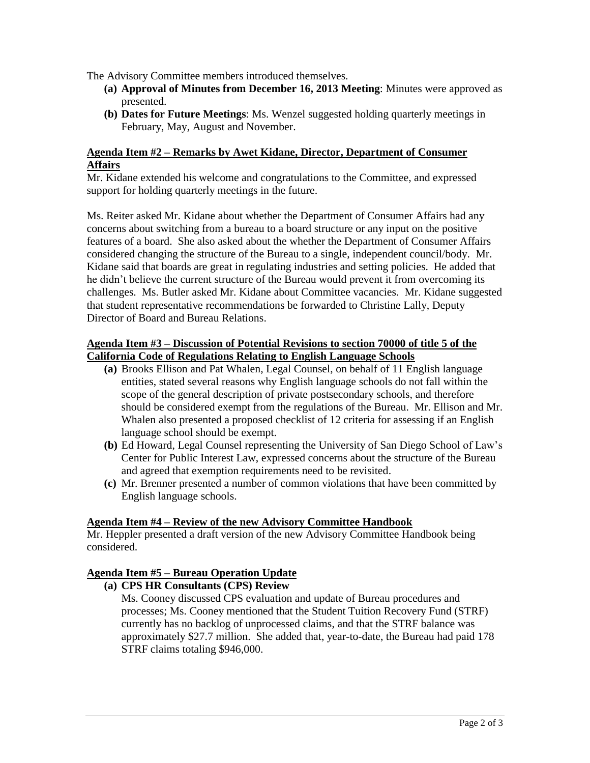The Advisory Committee members introduced themselves.

- **(a) Approval of Minutes from December 16, 2013 Meeting**: Minutes were approved as presented.
- **(b) Dates for Future Meetings**: Ms. Wenzel suggested holding quarterly meetings in February, May, August and November.

**Agenda Item #2 – Remarks by Awet Kidane, Director, Department of Consumer Affairs**

Mr. Kidane extended his welcome and congratulations to the Committee, and expressed support for holding quarterly meetings in the future.

Ms. Reiter asked Mr. Kidane about whether the Department of Consumer Affairs had any concerns about switching from a bureau to a board structure or any input on the positive features of a board. She also asked about the whether the Department of Consumer Affairs considered changing the structure of the Bureau to a single, independent council/body. Mr. Kidane said that boards are great in regulating industries and setting policies. He added that he didn't believe the current structure of the Bureau would prevent it from overcoming its challenges. Ms. Butler asked Mr. Kidane about Committee vacancies. Mr. Kidane suggested that student representative recommendations be forwarded to Christine Lally, Deputy Director of Board and Bureau Relations.

**Agenda Item #3 – Discussion of Potential Revisions to section 70000 of title 5 of the California Code of Regulations Relating to English Language Schools**

- **(a)** Brooks Ellison and Pat Whalen, Legal Counsel, on behalf of 11 English language entities, stated several reasons why English language schools do not fall within the scope of the general description of private postsecondary schools, and therefore should be considered exempt from the regulations of the Bureau. Mr. Ellison and Mr. Whalen also presented a proposed checklist of 12 criteria for assessing if an English language school should be exempt.
- **(b)** Ed Howard, Legal Counsel representing the University of San Diego School of Law's Center for Public Interest Law, expressed concerns about the structure of the Bureau and agreed that exemption requirements need to be revisited.
- **(c)** Mr. Brenner presented a number of common violations that have been committed by English language schools.

**Agenda Item #4 – Review of the new Advisory Committee Handbook**

Mr. Heppler presented a draft version of the new Advisory Committee Handbook being considered.

**Agenda Item #5 – Bureau Operation Update**

- **(a) CPS HR Consultants (CPS) Review**

  Ms. Cooney discussed CPS evaluation and update of Bureau procedures and processes; Ms. Cooney mentioned that the Student Tuition Recovery Fund (STRF) currently has no backlog of unprocessed claims, and that the STRF balance was approximately $27.7 million. She added that, year-to-date, the Bureau had paid 178 STRF claims totaling $946,000.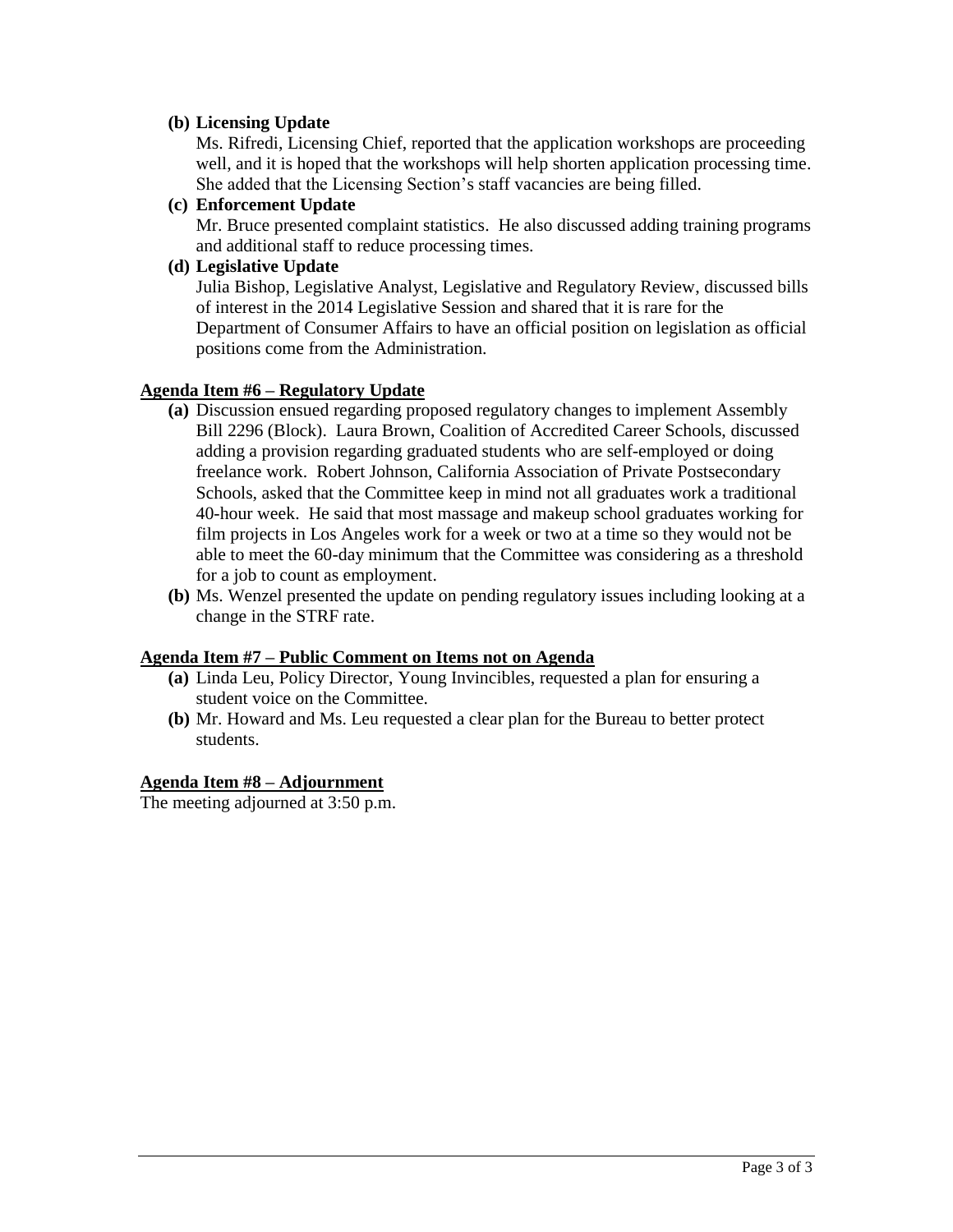**(b) Licensing Update**

Ms. Rifredi, Licensing Chief, reported that the application workshops are proceeding well, and it is hoped that the workshops will help shorten application processing time. She added that the Licensing Section's staff vacancies are being filled.

**(c) Enforcement Update**

Mr. Bruce presented complaint statistics. He also discussed adding training programs and additional staff to reduce processing times.

**(d) Legislative Update**

Julia Bishop, Legislative Analyst, Legislative and Regulatory Review, discussed bills of interest in the 2014 Legislative Session and shared that it is rare for the Department of Consumer Affairs to have an official position on legislation as official positions come from the Administration.

**Agenda Item #6 – Regulatory Update**

**(a)** Discussion ensued regarding proposed regulatory changes to implement Assembly Bill 2296 (Block). Laura Brown, Coalition of Accredited Career Schools, discussed adding a provision regarding graduated students who are self-employed or doing freelance work. Robert Johnson, California Association of Private Postsecondary Schools, asked that the Committee keep in mind not all graduates work a traditional 40-hour week. He said that most massage and makeup school graduates working for film projects in Los Angeles work for a week or two at a time so they would not be able to meet the 60-day minimum that the Committee was considering as a threshold for a job to count as employment.

**(b)** Ms. Wenzel presented the update on pending regulatory issues including looking at a change in the STRF rate.

**Agenda Item #7 – Public Comment on Items not on Agenda**

**(a)** Linda Leu, Policy Director, Young Invincibles, requested a plan for ensuring a student voice on the Committee.

**(b)** Mr. Howard and Ms. Leu requested a clear plan for the Bureau to better protect students.

**Agenda Item #8 – Adjournment**

The meeting adjourned at 3:50 p.m.